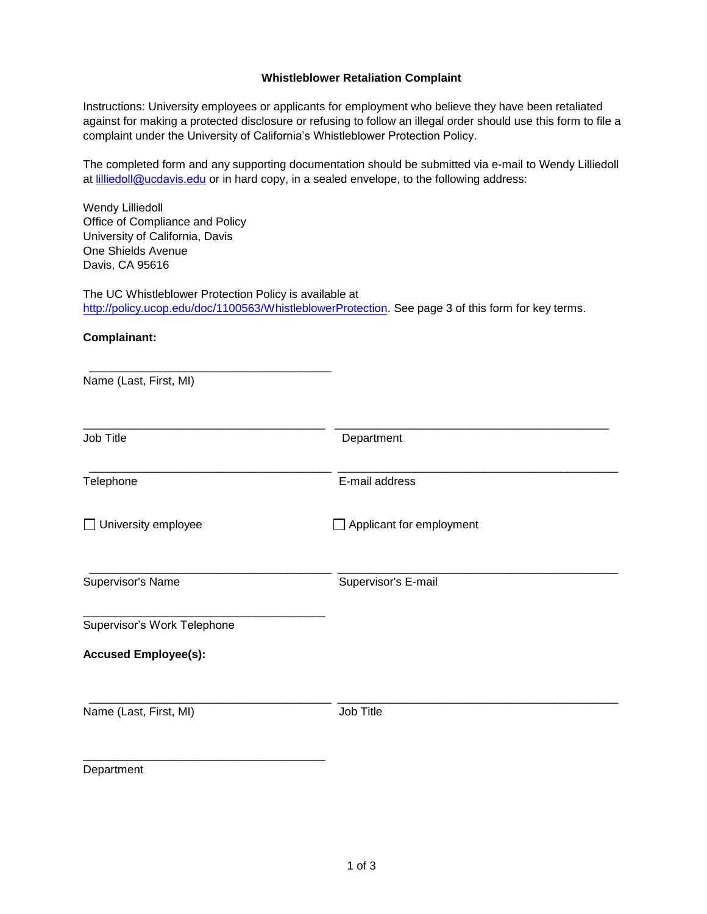### Whistleblower Retaliation Complaint

Instructions: University employees or applicants for employment who believe they have been retaliated against for making a protected disclosure or refusing to follow an illegal order should use this form to file a complaint under the University of California's Whistleblower Protection Policy.

The completed form and any supporting documentation should be submitted via e-mail to Wendy Lilliedoll at lilliedoll@ucdavis.edu or in hard copy, in a sealed envelope, to the following address:

Wendy Lilliedoll
Office of Compliance and Policy
University of California, Davis
One Shields Avenue
Davis, CA 95616

The UC Whistleblower Protection Policy is available at http://policy.ucop.edu/doc/1100563/WhistleblowerProtection. See page 3 of this form for key terms.

**Complainant:**

______________________________________
Name (Last, First, MI)

______________________________________ ______________________________________
Job Title Department

______________________________________ ______________________________________
Telephone E-mail address

☐ University employee ☐ Applicant for employment

______________________________________ ______________________________________
Supervisor's Name Supervisor's E-mail

______________________________________
Supervisor's Work Telephone

**Accused Employee(s):**

______________________________________ ______________________________________
Name (Last, First, MI) Job Title

______________________________________
Department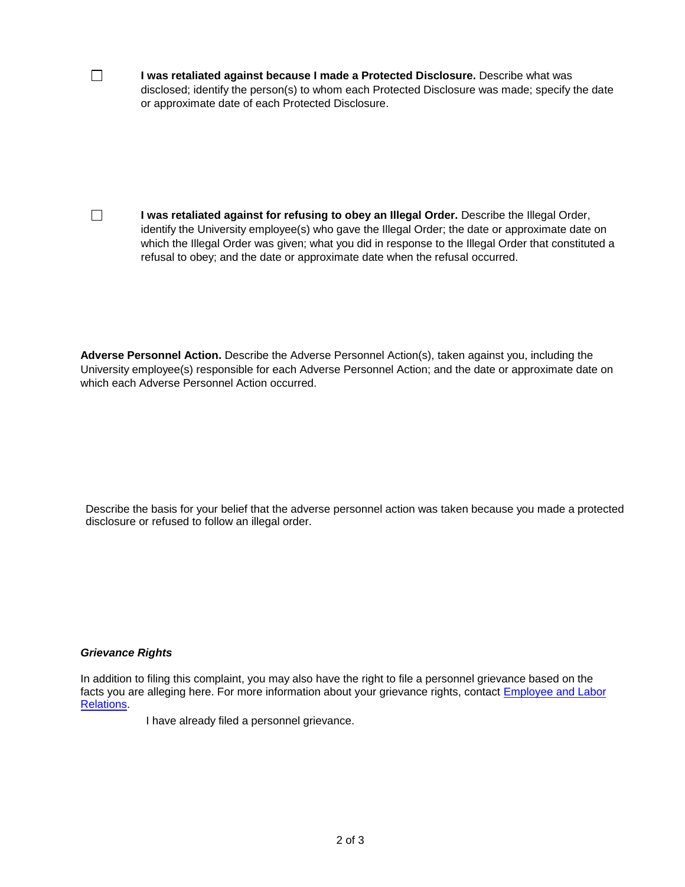☐ **I was retaliated against because I made a Protected Disclosure.** Describe what was disclosed; identify the person(s) to whom each Protected Disclosure was made; specify the date or approximate date of each Protected Disclosure.

☐ **I was retaliated against for refusing to obey an Illegal Order.** Describe the Illegal Order, identify the University employee(s) who gave the Illegal Order; the date or approximate date on which the Illegal Order was given; what you did in response to the Illegal Order that constituted a refusal to obey; and the date or approximate date when the refusal occurred.

**Adverse Personnel Action.** Describe the Adverse Personnel Action(s), taken against you, including the University employee(s) responsible for each Adverse Personnel Action; and the date or approximate date on which each Adverse Personnel Action occurred.

Describe the basis for your belief that the adverse personnel action was taken because you made a protected disclosure or refused to follow an illegal order.

***Grievance Rights***

In addition to filing this complaint, you may also have the right to file a personnel grievance based on the facts you are alleging here. For more information about your grievance rights, contact Employee and Labor Relations.

I have already filed a personnel grievance.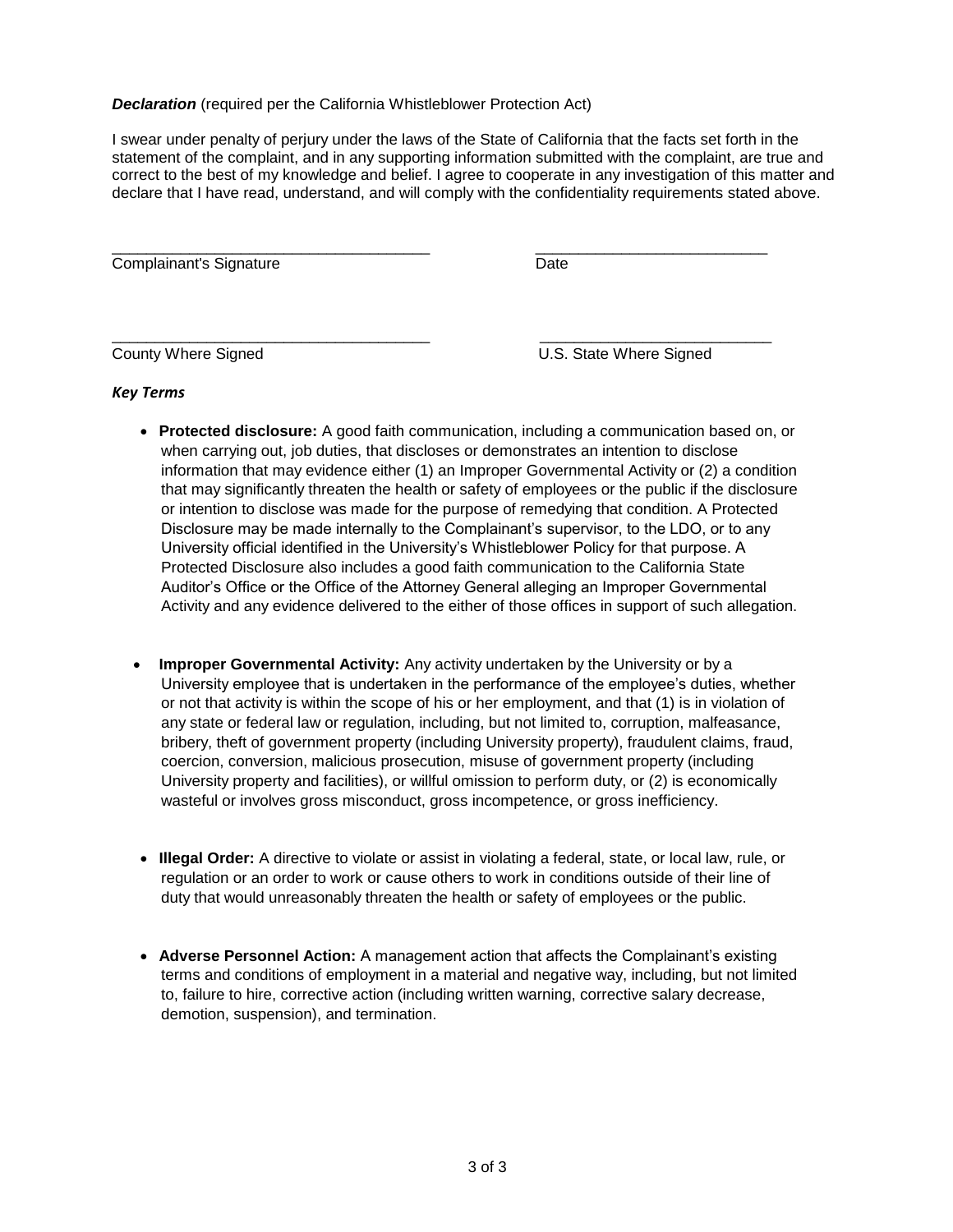***Declaration*** (required per the California Whistleblower Protection Act)

I swear under penalty of perjury under the laws of the State of California that the facts set forth in the statement of the complaint, and in any supporting information submitted with the complaint, are true and correct to the best of my knowledge and belief. I agree to cooperate in any investigation of this matter and declare that I have read, understand, and will comply with the confidentiality requirements stated above.

| | |
|---|---|
| ______________________________________ | ___________________________ |
| Complainant's Signature | Date |
| ______________________________________ | ___________________________ |
| County Where Signed | U.S. State Where Signed |

***Key Terms***

- **Protected disclosure:** A good faith communication, including a communication based on, or when carrying out, job duties, that discloses or demonstrates an intention to disclose information that may evidence either (1) an Improper Governmental Activity or (2) a condition that may significantly threaten the health or safety of employees or the public if the disclosure or intention to disclose was made for the purpose of remedying that condition. A Protected Disclosure may be made internally to the Complainant's supervisor, to the LDO, or to any University official identified in the University's Whistleblower Policy for that purpose. A Protected Disclosure also includes a good faith communication to the California State Auditor's Office or the Office of the Attorney General alleging an Improper Governmental Activity and any evidence delivered to the either of those offices in support of such allegation.

- **Improper Governmental Activity:** Any activity undertaken by the University or by a University employee that is undertaken in the performance of the employee's duties, whether or not that activity is within the scope of his or her employment, and that (1) is in violation of any state or federal law or regulation, including, but not limited to, corruption, malfeasance, bribery, theft of government property (including University property), fraudulent claims, fraud, coercion, conversion, malicious prosecution, misuse of government property (including University property and facilities), or willful omission to perform duty, or (2) is economically wasteful or involves gross misconduct, gross incompetence, or gross inefficiency.

- **Illegal Order:** A directive to violate or assist in violating a federal, state, or local law, rule, or regulation or an order to work or cause others to work in conditions outside of their line of duty that would unreasonably threaten the health or safety of employees or the public.

- **Adverse Personnel Action:** A management action that affects the Complainant's existing terms and conditions of employment in a material and negative way, including, but not limited to, failure to hire, corrective action (including written warning, corrective salary decrease, demotion, suspension), and termination.